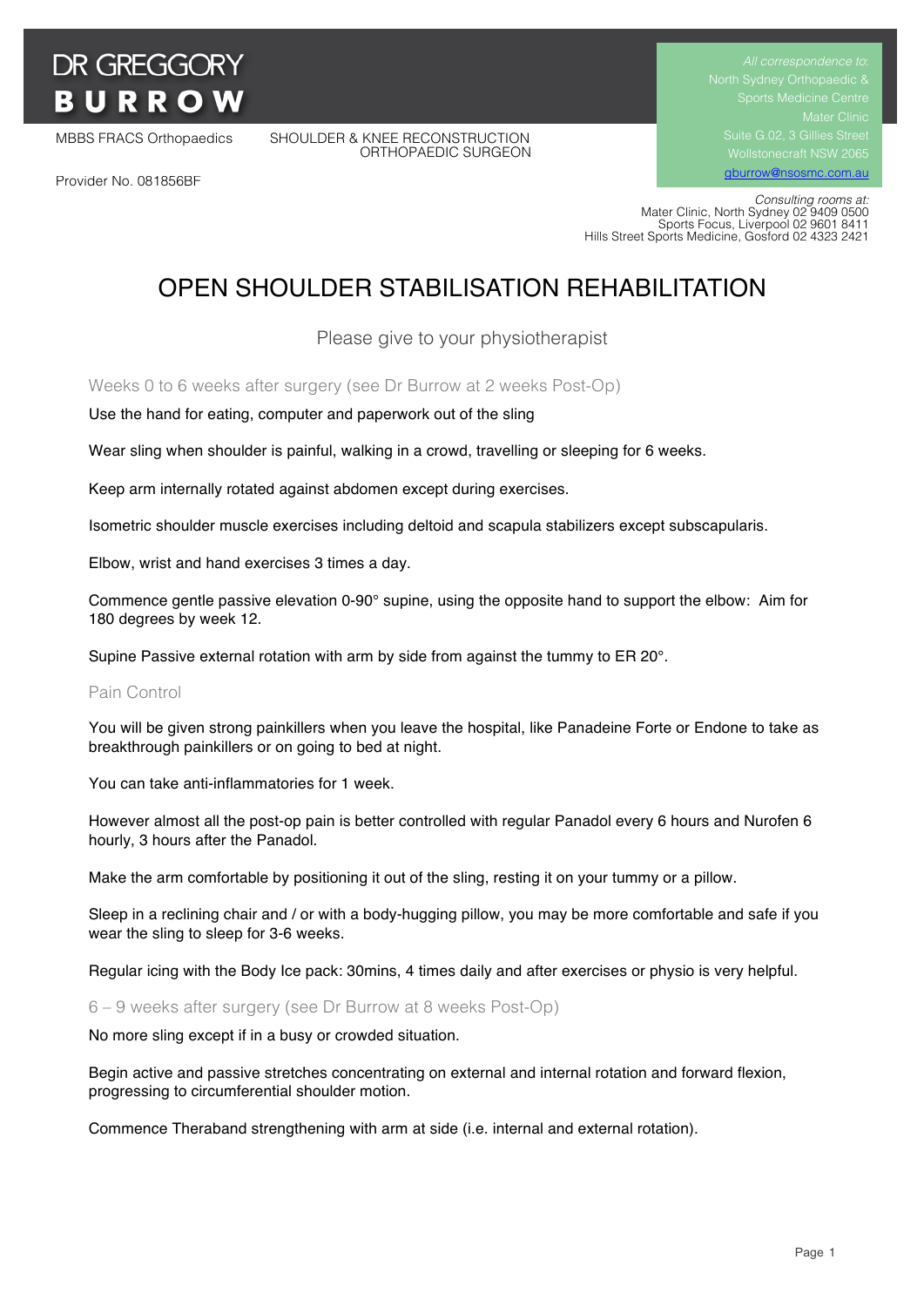# DR GREGGORY BURROW

MBBS FRACS Orthopaedics

SHOULDER & KNEE RECONSTRUCTION ORTHOPAEDIC SURGEON

Provider No. 081856BF

*All correspondence to:*
North Sydney Orthopaedic & Sports Medicine Centre
Mater Clinic
Suite G.02, 3 Gillies Street
Wollstonecraft NSW 2065
gburrow@nsosmc.com.au

*Consulting rooms at:*
Mater Clinic, North Sydney 02 9409 0500
Sports Focus, Liverpool 02 9601 8411
Hills Street Sports Medicine, Gosford 02 4323 2421

# OPEN SHOULDER STABILISATION REHABILITATION

Please give to your physiotherapist

## Weeks 0 to 6 weeks after surgery (see Dr Burrow at 2 weeks Post-Op)

Use the hand for eating, computer and paperwork out of the sling

Wear sling when shoulder is painful, walking in a crowd, travelling or sleeping for 6 weeks.

Keep arm internally rotated against abdomen except during exercises.

Isometric shoulder muscle exercises including deltoid and scapula stabilizers except subscapularis.

Elbow, wrist and hand exercises 3 times a day.

Commence gentle passive elevation 0-90° supine, using the opposite hand to support the elbow: Aim for 180 degrees by week 12.

Supine Passive external rotation with arm by side from against the tummy to ER 20°.

## Pain Control

You will be given strong painkillers when you leave the hospital, like Panadeine Forte or Endone to take as breakthrough painkillers or on going to bed at night.

You can take anti-inflammatories for 1 week.

However almost all the post-op pain is better controlled with regular Panadol every 6 hours and Nurofen 6 hourly, 3 hours after the Panadol.

Make the arm comfortable by positioning it out of the sling, resting it on your tummy or a pillow.

Sleep in a reclining chair and / or with a body-hugging pillow, you may be more comfortable and safe if you wear the sling to sleep for 3-6 weeks.

Regular icing with the Body Ice pack: 30mins, 4 times daily and after exercises or physio is very helpful.

## 6 – 9 weeks after surgery (see Dr Burrow at 8 weeks Post-Op)

No more sling except if in a busy or crowded situation.

Begin active and passive stretches concentrating on external and internal rotation and forward flexion, progressing to circumferential shoulder motion.

Commence Theraband strengthening with arm at side (i.e. internal and external rotation).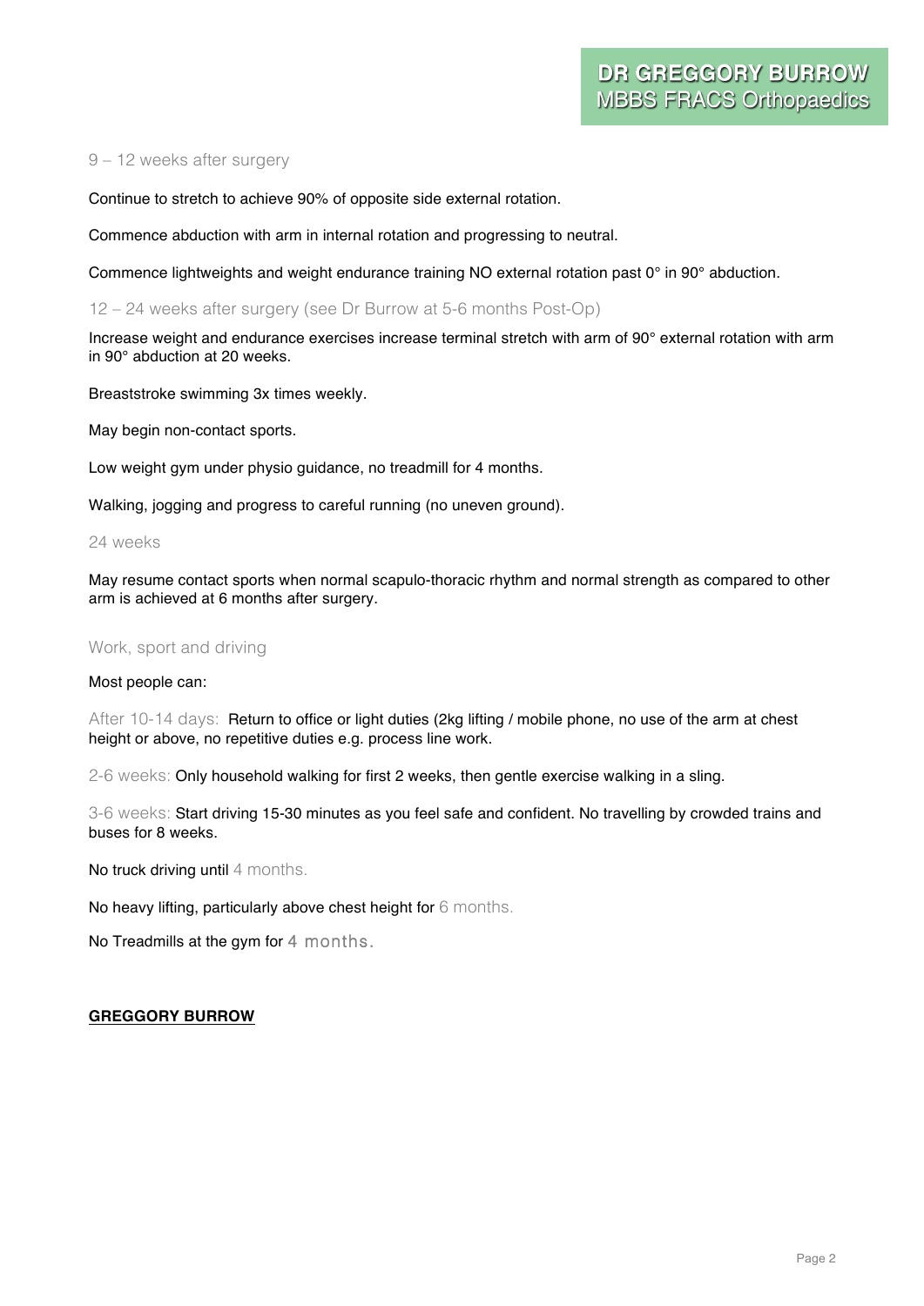## 9 – 12 weeks after surgery

Continue to stretch to achieve 90% of opposite side external rotation.

Commence abduction with arm in internal rotation and progressing to neutral.

Commence lightweights and weight endurance training NO external rotation past 0° in 90° abduction.

## 12 – 24 weeks after surgery (see Dr Burrow at 5-6 months Post-Op)

Increase weight and endurance exercises increase terminal stretch with arm of 90° external rotation with arm in 90° abduction at 20 weeks.

Breaststroke swimming 3x times weekly.

May begin non-contact sports.

Low weight gym under physio guidance, no treadmill for 4 months.

Walking, jogging and progress to careful running (no uneven ground).

## 24 weeks

May resume contact sports when normal scapulo-thoracic rhythm and normal strength as compared to other arm is achieved at 6 months after surgery.

## Work, sport and driving

Most people can:

After 10-14 days: Return to office or light duties (2kg lifting / mobile phone, no use of the arm at chest height or above, no repetitive duties e.g. process line work.

2-6 weeks: Only household walking for first 2 weeks, then gentle exercise walking in a sling.

3-6 weeks: Start driving 15-30 minutes as you feel safe and confident. No travelling by crowded trains and buses for 8 weeks.

No truck driving until 4 months.

No heavy lifting, particularly above chest height for 6 months.

No Treadmills at the gym for 4 months.

**GREGGORY BURROW**